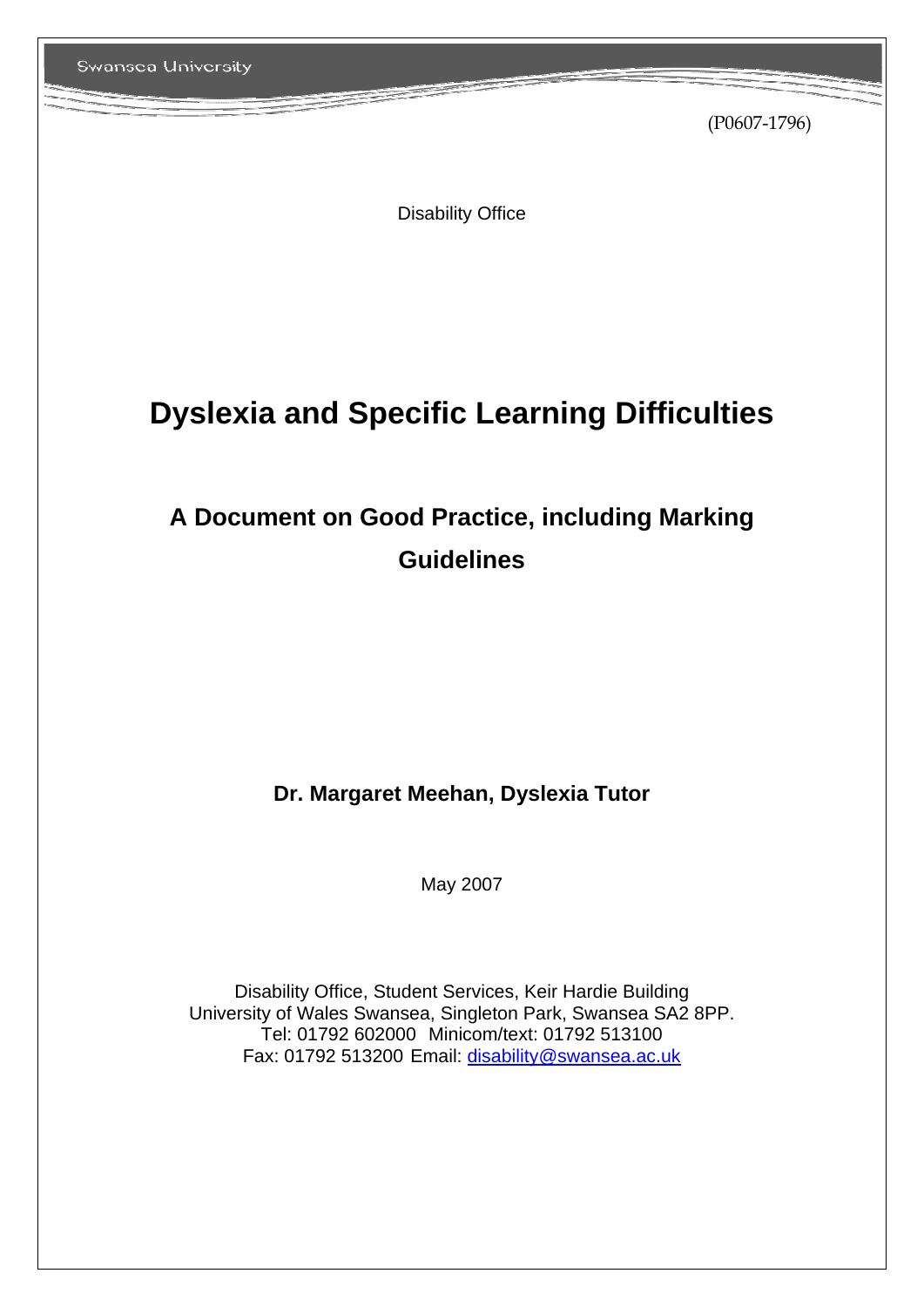(P0607-1796)

Disability Office

# Dyslexia and Specific Learning Difficulties

## A Document on Good Practice, including Marking Guidelines

**Dr. Margaret Meehan, Dyslexia Tutor**

May 2007

Disability Office, Student Services, Keir Hardie Building
University of Wales Swansea, Singleton Park, Swansea SA2 8PP.
Tel: 01792 602000 Minicom/text: 01792 513100
Fax: 01792 513200 Email: disability@swansea.ac.uk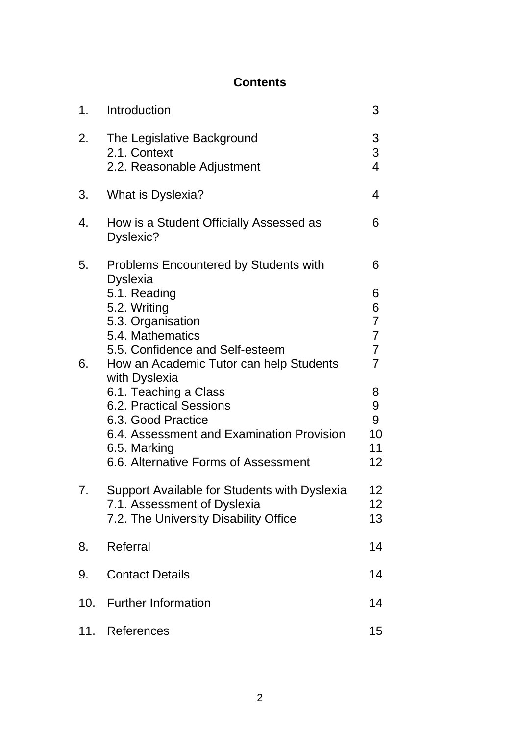# Contents

| | | |
|---|---|---|
| 1. | Introduction | 3 |
| 2. | The Legislative Background | 3 |
| | 2.1. Context | 3 |
| | 2.2. Reasonable Adjustment | 4 |
| 3. | What is Dyslexia? | 4 |
| 4. | How is a Student Officially Assessed as Dyslexic? | 6 |
| 5. | Problems Encountered by Students with Dyslexia | 6 |
| | 5.1. Reading | 6 |
| | 5.2. Writing | 6 |
| | 5.3. Organisation | 7 |
| | 5.4. Mathematics | 7 |
| | 5.5. Confidence and Self-esteem | 7 |
| 6. | How an Academic Tutor can help Students with Dyslexia | 7 |
| | 6.1. Teaching a Class | 8 |
| | 6.2. Practical Sessions | 9 |
| | 6.3. Good Practice | 9 |
| | 6.4. Assessment and Examination Provision | 10 |
| | 6.5. Marking | 11 |
| | 6.6. Alternative Forms of Assessment | 12 |
| 7. | Support Available for Students with Dyslexia | 12 |
| | 7.1. Assessment of Dyslexia | 12 |
| | 7.2. The University Disability Office | 13 |
| 8. | Referral | 14 |
| 9. | Contact Details | 14 |
| 10. | Further Information | 14 |
| 11. | References | 15 |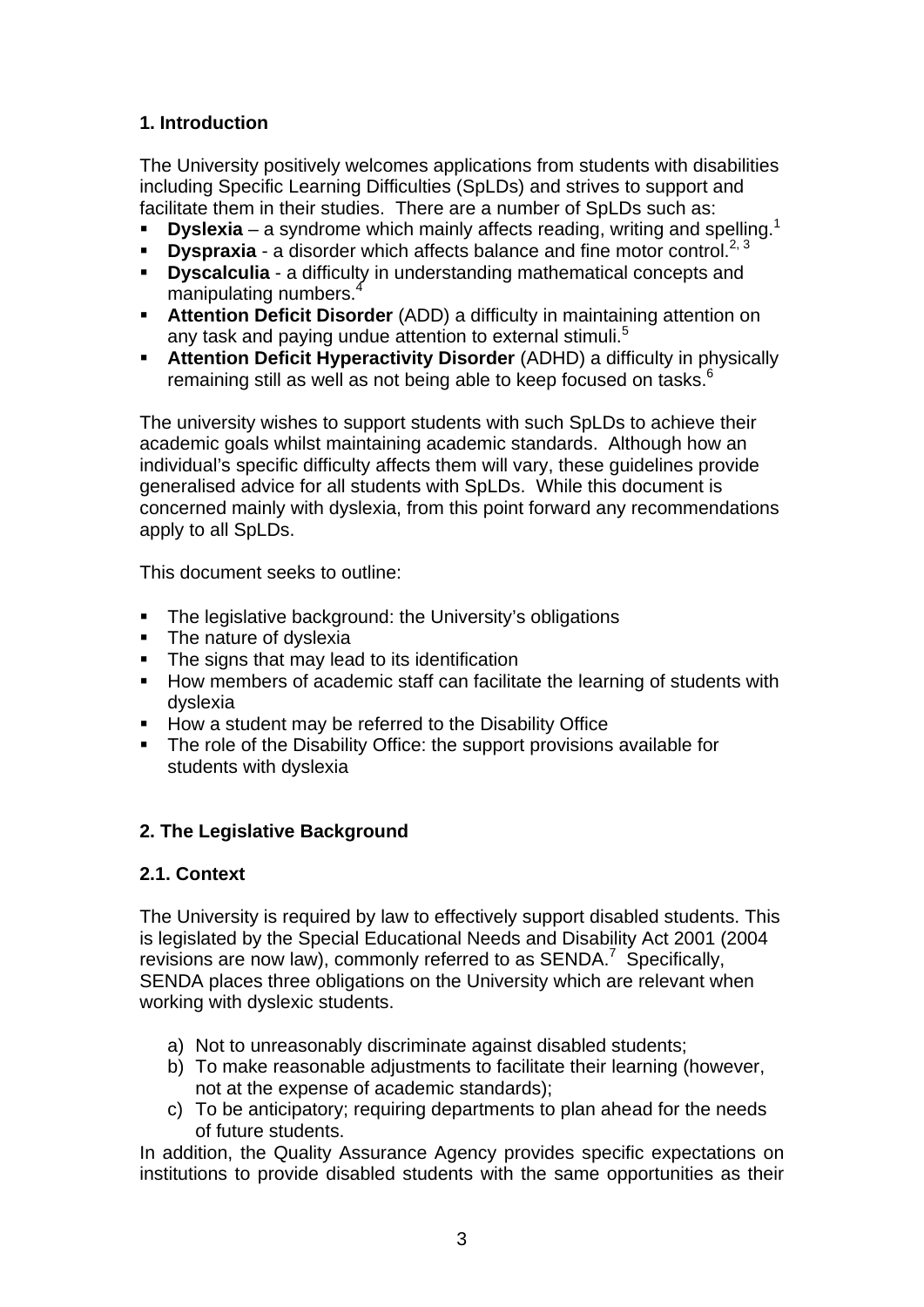## 1. Introduction

The University positively welcomes applications from students with disabilities including Specific Learning Difficulties (SpLDs) and strives to support and facilitate them in their studies. There are a number of SpLDs such as:

- **Dyslexia** – a syndrome which mainly affects reading, writing and spelling.[1]
- **Dyspraxia** - a disorder which affects balance and fine motor control.[2, 3]
- **Dyscalculia** - a difficulty in understanding mathematical concepts and manipulating numbers.[4]
- **Attention Deficit Disorder** (ADD) a difficulty in maintaining attention on any task and paying undue attention to external stimuli.[5]
- **Attention Deficit Hyperactivity Disorder** (ADHD) a difficulty in physically remaining still as well as not being able to keep focused on tasks.[6]

The university wishes to support students with such SpLDs to achieve their academic goals whilst maintaining academic standards. Although how an individual's specific difficulty affects them will vary, these guidelines provide generalised advice for all students with SpLDs. While this document is concerned mainly with dyslexia, from this point forward any recommendations apply to all SpLDs.

This document seeks to outline:

- The legislative background: the University's obligations
- The nature of dyslexia
- The signs that may lead to its identification
- How members of academic staff can facilitate the learning of students with dyslexia
- How a student may be referred to the Disability Office
- The role of the Disability Office: the support provisions available for students with dyslexia

## 2. The Legislative Background

### 2.1. Context

The University is required by law to effectively support disabled students. This is legislated by the Special Educational Needs and Disability Act 2001 (2004 revisions are now law), commonly referred to as SENDA.[7] Specifically, SENDA places three obligations on the University which are relevant when working with dyslexic students.

a) Not to unreasonably discriminate against disabled students;
b) To make reasonable adjustments to facilitate their learning (however, not at the expense of academic standards);
c) To be anticipatory; requiring departments to plan ahead for the needs of future students.

In addition, the Quality Assurance Agency provides specific expectations on institutions to provide disabled students with the same opportunities as their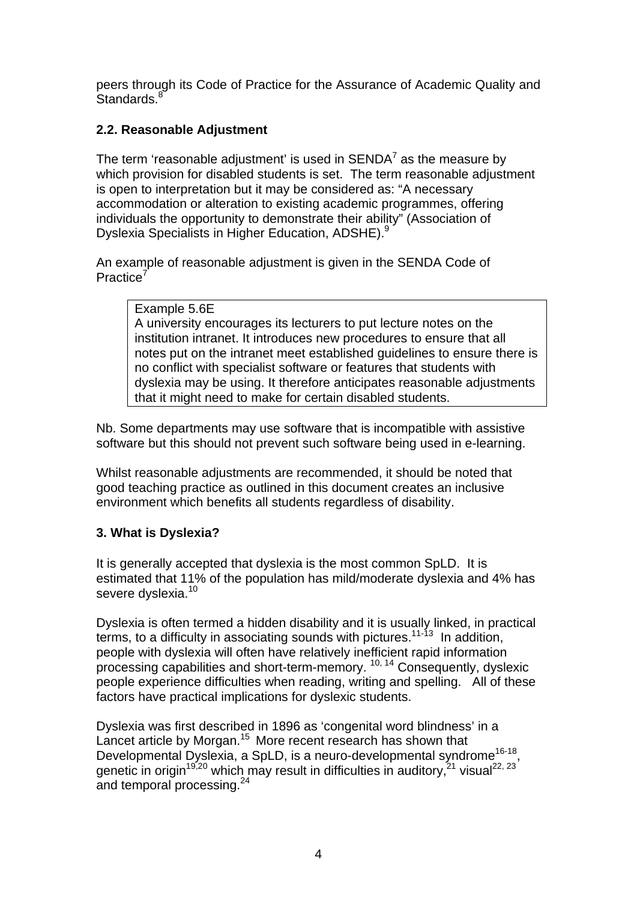peers through its Code of Practice for the Assurance of Academic Quality and Standards.[8]

### 2.2. Reasonable Adjustment

The term 'reasonable adjustment' is used in SENDA[7] as the measure by which provision for disabled students is set. The term reasonable adjustment is open to interpretation but it may be considered as: "A necessary accommodation or alteration to existing academic programmes, offering individuals the opportunity to demonstrate their ability" (Association of Dyslexia Specialists in Higher Education, ADSHE).[9]

An example of reasonable adjustment is given in the SENDA Code of Practice[7]

> Example 5.6E
> A university encourages its lecturers to put lecture notes on the institution intranet. It introduces new procedures to ensure that all notes put on the intranet meet established guidelines to ensure there is no conflict with specialist software or features that students with dyslexia may be using. It therefore anticipates reasonable adjustments that it might need to make for certain disabled students.

Nb. Some departments may use software that is incompatible with assistive software but this should not prevent such software being used in e-learning.

Whilst reasonable adjustments are recommended, it should be noted that good teaching practice as outlined in this document creates an inclusive environment which benefits all students regardless of disability.

## 3. What is Dyslexia?

It is generally accepted that dyslexia is the most common SpLD. It is estimated that 11% of the population has mild/moderate dyslexia and 4% has severe dyslexia.[10]

Dyslexia is often termed a hidden disability and it is usually linked, in practical terms, to a difficulty in associating sounds with pictures.[11-13] In addition, people with dyslexia will often have relatively inefficient rapid information processing capabilities and short-term-memory.[10, 14] Consequently, dyslexic people experience difficulties when reading, writing and spelling. All of these factors have practical implications for dyslexic students.

Dyslexia was first described in 1896 as 'congenital word blindness' in a Lancet article by Morgan.[15] More recent research has shown that Developmental Dyslexia, a SpLD, is a neuro-developmental syndrome[16-18], genetic in origin[19,20] which may result in difficulties in auditory,[21] visual[22, 23] and temporal processing.[24]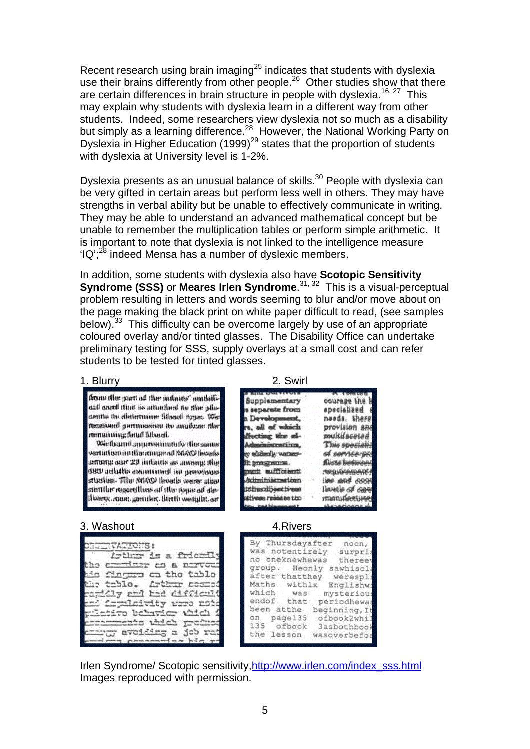Recent research using brain imaging[25] indicates that students with dyslexia use their brains differently from other people.[26] Other studies show that there are certain differences in brain structure in people with dyslexia.[16, 27] This may explain why students with dyslexia learn in a different way from other students. Indeed, some researchers view dyslexia not so much as a disability but simply as a learning difference.[28] However, the National Working Party on Dyslexia in Higher Education (1999)[29] states that the proportion of students with dyslexia at University level is 1-2%.

Dyslexia presents as an unusual balance of skills.[30] People with dyslexia can be very gifted in certain areas but perform less well in others. They may have strengths in verbal ability but be unable to effectively communicate in writing. They may be able to understand an advanced mathematical concept but be unable to remember the multiplication tables or perform simple arithmetic. It is important to note that dyslexia is not linked to the intelligence measure 'IQ';[28] indeed Mensa has a number of dyslexic members.

In addition, some students with dyslexia also have **Scotopic Sensitivity Syndrome (SSS)** or **Meares Irlen Syndrome**.[31, 32] This is a visual-perceptual problem resulting in letters and words seeming to blur and/or move about on the page making the black print on white paper difficult to read, (see samples below).[33] This difficulty can be overcome largely by use of an appropriate coloured overlay and/or tinted glasses. The Disability Office can undertake preliminary testing for SSS, supply overlays at a small cost and can refer students to be tested for tinted glasses.

1. Blurry

2. Swirl

3. Washout

4.Rivers

Irlen Syndrome/ Scotopic sensitivity,http://www.irlen.com/index_sss.html
Images reproduced with permission.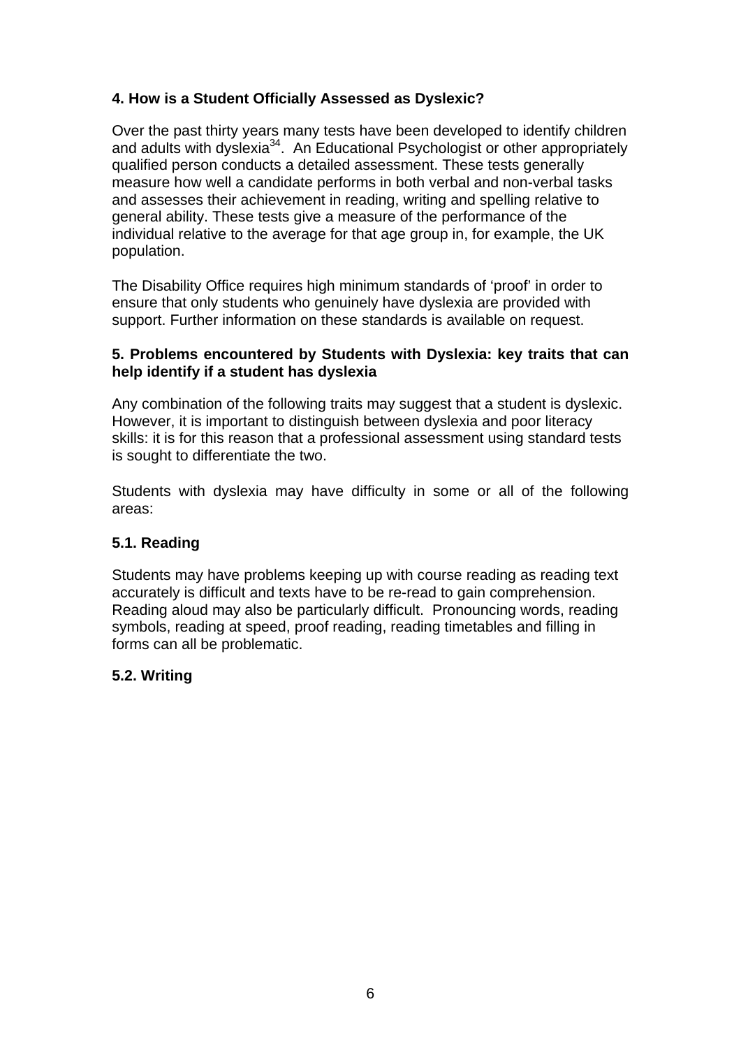## 4. How is a Student Officially Assessed as Dyslexic?

Over the past thirty years many tests have been developed to identify children and adults with dyslexia[34]. An Educational Psychologist or other appropriately qualified person conducts a detailed assessment. These tests generally measure how well a candidate performs in both verbal and non-verbal tasks and assesses their achievement in reading, writing and spelling relative to general ability. These tests give a measure of the performance of the individual relative to the average for that age group in, for example, the UK population.

The Disability Office requires high minimum standards of 'proof' in order to ensure that only students who genuinely have dyslexia are provided with support. Further information on these standards is available on request.

## 5. Problems encountered by Students with Dyslexia: key traits that can help identify if a student has dyslexia

Any combination of the following traits may suggest that a student is dyslexic. However, it is important to distinguish between dyslexia and poor literacy skills: it is for this reason that a professional assessment using standard tests is sought to differentiate the two.

Students with dyslexia may have difficulty in some or all of the following areas:

### 5.1. Reading

Students may have problems keeping up with course reading as reading text accurately is difficult and texts have to be re-read to gain comprehension. Reading aloud may also be particularly difficult. Pronouncing words, reading symbols, reading at speed, proof reading, reading timetables and filling in forms can all be problematic.

### 5.2. Writing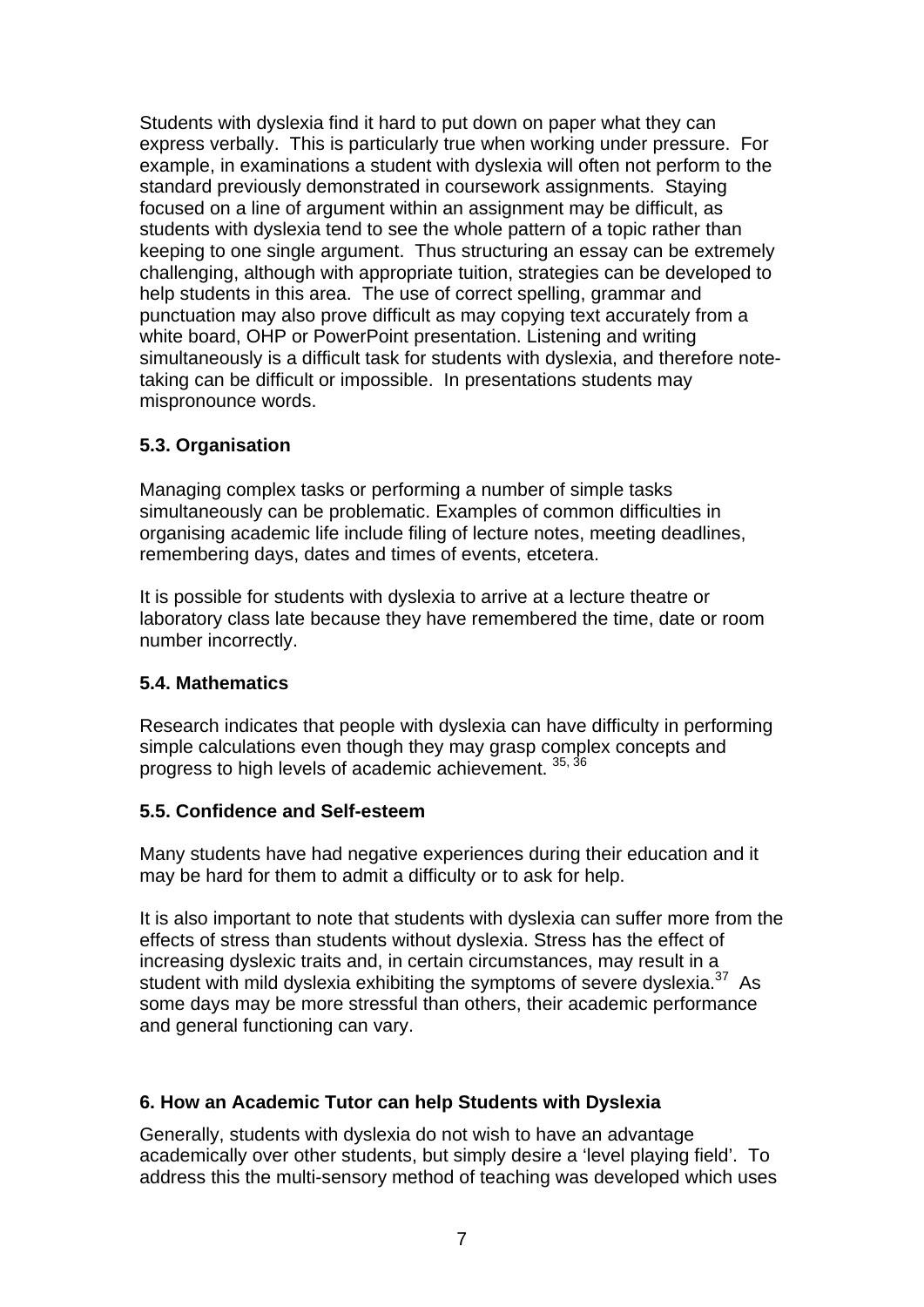Students with dyslexia find it hard to put down on paper what they can express verbally. This is particularly true when working under pressure. For example, in examinations a student with dyslexia will often not perform to the standard previously demonstrated in coursework assignments. Staying focused on a line of argument within an assignment may be difficult, as students with dyslexia tend to see the whole pattern of a topic rather than keeping to one single argument. Thus structuring an essay can be extremely challenging, although with appropriate tuition, strategies can be developed to help students in this area. The use of correct spelling, grammar and punctuation may also prove difficult as may copying text accurately from a white board, OHP or PowerPoint presentation. Listening and writing simultaneously is a difficult task for students with dyslexia, and therefore note-taking can be difficult or impossible. In presentations students may mispronounce words.

### 5.3. Organisation

Managing complex tasks or performing a number of simple tasks simultaneously can be problematic. Examples of common difficulties in organising academic life include filing of lecture notes, meeting deadlines, remembering days, dates and times of events, etcetera.

It is possible for students with dyslexia to arrive at a lecture theatre or laboratory class late because they have remembered the time, date or room number incorrectly.

### 5.4. Mathematics

Research indicates that people with dyslexia can have difficulty in performing simple calculations even though they may grasp complex concepts and progress to high levels of academic achievement. [35, 36]

### 5.5. Confidence and Self-esteem

Many students have had negative experiences during their education and it may be hard for them to admit a difficulty or to ask for help.

It is also important to note that students with dyslexia can suffer more from the effects of stress than students without dyslexia. Stress has the effect of increasing dyslexic traits and, in certain circumstances, may result in a student with mild dyslexia exhibiting the symptoms of severe dyslexia.[37] As some days may be more stressful than others, their academic performance and general functioning can vary.

## 6. How an Academic Tutor can help Students with Dyslexia

Generally, students with dyslexia do not wish to have an advantage academically over other students, but simply desire a 'level playing field'. To address this the multi-sensory method of teaching was developed which uses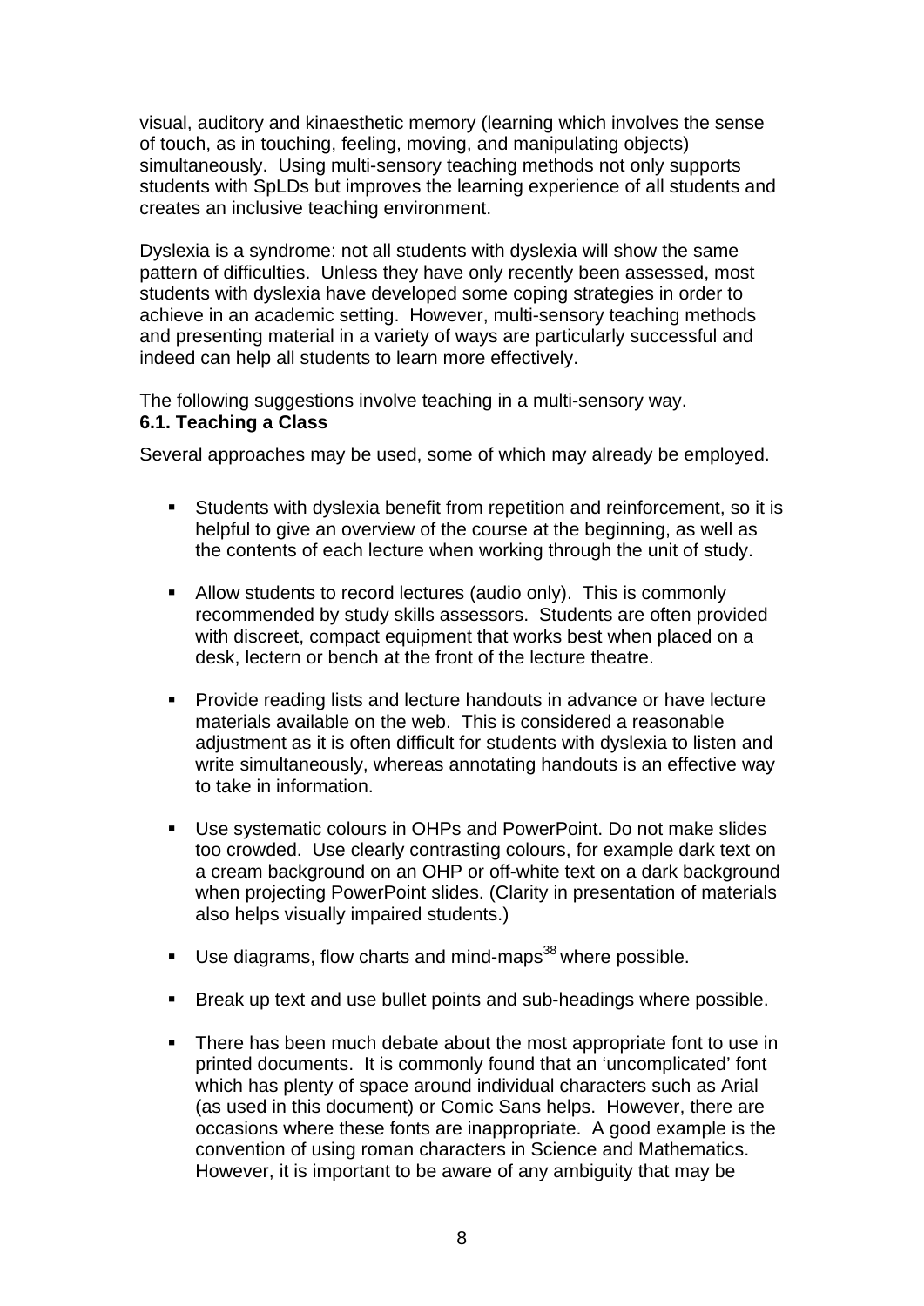visual, auditory and kinaesthetic memory (learning which involves the sense of touch, as in touching, feeling, moving, and manipulating objects) simultaneously. Using multi-sensory teaching methods not only supports students with SpLDs but improves the learning experience of all students and creates an inclusive teaching environment.

Dyslexia is a syndrome: not all students with dyslexia will show the same pattern of difficulties. Unless they have only recently been assessed, most students with dyslexia have developed some coping strategies in order to achieve in an academic setting. However, multi-sensory teaching methods and presenting material in a variety of ways are particularly successful and indeed can help all students to learn more effectively.

The following suggestions involve teaching in a multi-sensory way.

### 6.1. Teaching a Class

Several approaches may be used, some of which may already be employed.

- Students with dyslexia benefit from repetition and reinforcement, so it is helpful to give an overview of the course at the beginning, as well as the contents of each lecture when working through the unit of study.
- Allow students to record lectures (audio only). This is commonly recommended by study skills assessors. Students are often provided with discreet, compact equipment that works best when placed on a desk, lectern or bench at the front of the lecture theatre.
- Provide reading lists and lecture handouts in advance or have lecture materials available on the web. This is considered a reasonable adjustment as it is often difficult for students with dyslexia to listen and write simultaneously, whereas annotating handouts is an effective way to take in information.
- Use systematic colours in OHPs and PowerPoint. Do not make slides too crowded. Use clearly contrasting colours, for example dark text on a cream background on an OHP or off-white text on a dark background when projecting PowerPoint slides. (Clarity in presentation of materials also helps visually impaired students.)
- Use diagrams, flow charts and mind-maps[38] where possible.
- Break up text and use bullet points and sub-headings where possible.
- There has been much debate about the most appropriate font to use in printed documents. It is commonly found that an 'uncomplicated' font which has plenty of space around individual characters such as Arial (as used in this document) or Comic Sans helps. However, there are occasions where these fonts are inappropriate. A good example is the convention of using roman characters in Science and Mathematics. However, it is important to be aware of any ambiguity that may be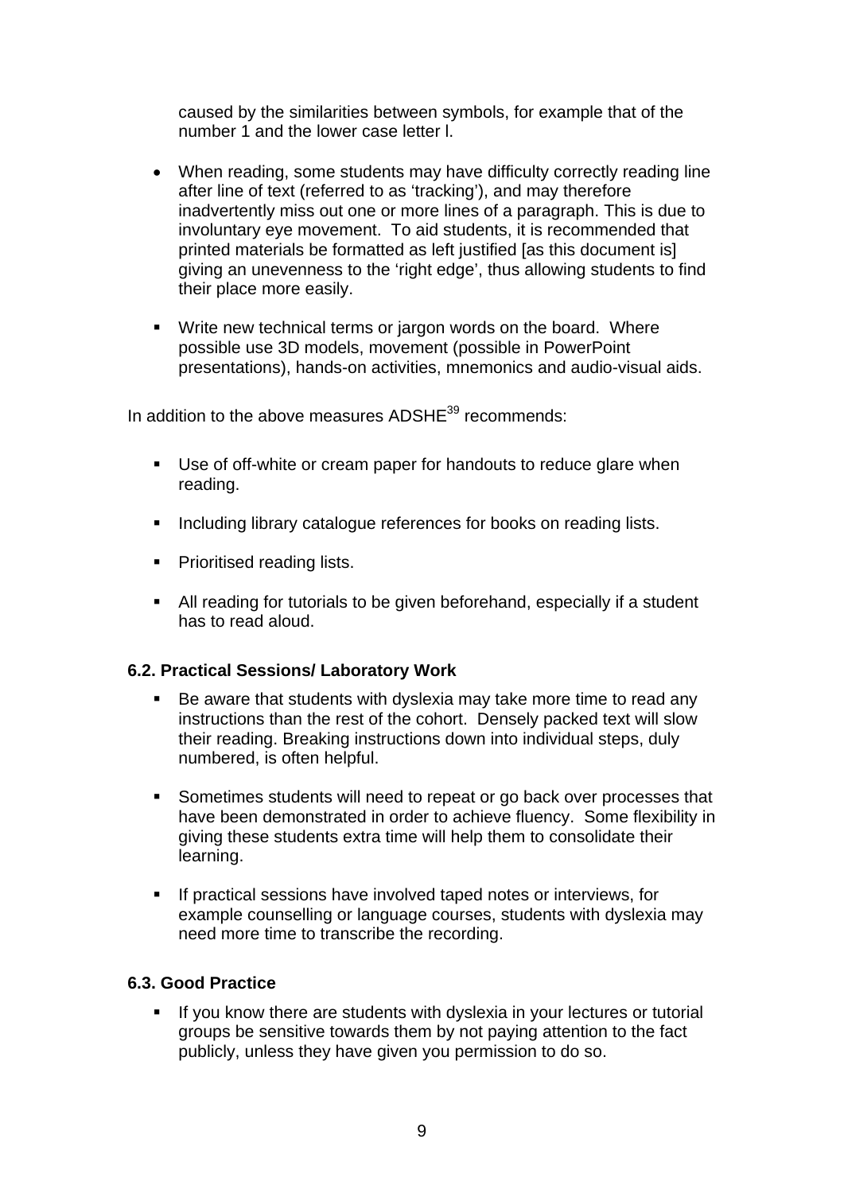caused by the similarities between symbols, for example that of the number 1 and the lower case letter l.

- When reading, some students may have difficulty correctly reading line after line of text (referred to as 'tracking'), and may therefore inadvertently miss out one or more lines of a paragraph. This is due to involuntary eye movement. To aid students, it is recommended that printed materials be formatted as left justified [as this document is] giving an unevenness to the 'right edge', thus allowing students to find their place more easily.

- Write new technical terms or jargon words on the board. Where possible use 3D models, movement (possible in PowerPoint presentations), hands-on activities, mnemonics and audio-visual aids.

In addition to the above measures ADSHE[39] recommends:

- Use of off-white or cream paper for handouts to reduce glare when reading.

- Including library catalogue references for books on reading lists.

- Prioritised reading lists.

- All reading for tutorials to be given beforehand, especially if a student has to read aloud.

**6.2. Practical Sessions/ Laboratory Work**

- Be aware that students with dyslexia may take more time to read any instructions than the rest of the cohort. Densely packed text will slow their reading. Breaking instructions down into individual steps, duly numbered, is often helpful.

- Sometimes students will need to repeat or go back over processes that have been demonstrated in order to achieve fluency. Some flexibility in giving these students extra time will help them to consolidate their learning.

- If practical sessions have involved taped notes or interviews, for example counselling or language courses, students with dyslexia may need more time to transcribe the recording.

**6.3. Good Practice**

- If you know there are students with dyslexia in your lectures or tutorial groups be sensitive towards them by not paying attention to the fact publicly, unless they have given you permission to do so.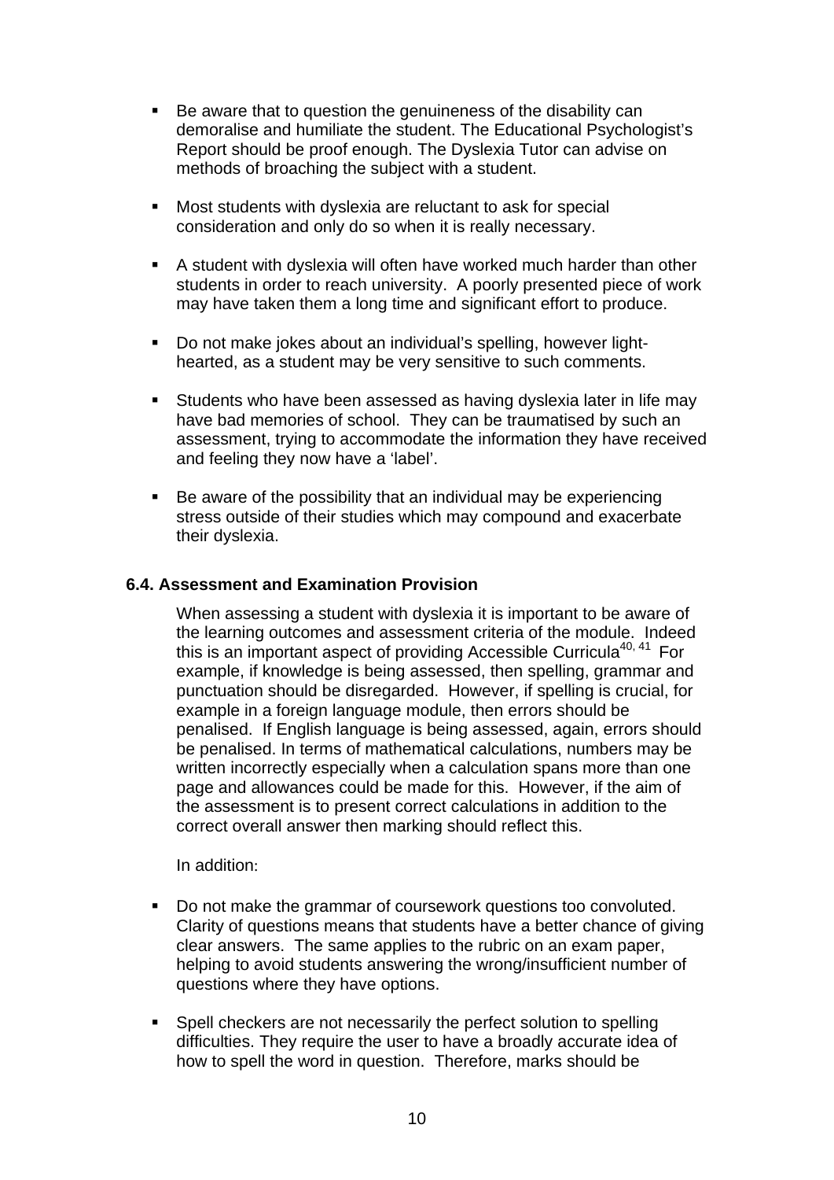- Be aware that to question the genuineness of the disability can demoralise and humiliate the student. The Educational Psychologist's Report should be proof enough. The Dyslexia Tutor can advise on methods of broaching the subject with a student.

- Most students with dyslexia are reluctant to ask for special consideration and only do so when it is really necessary.

- A student with dyslexia will often have worked much harder than other students in order to reach university. A poorly presented piece of work may have taken them a long time and significant effort to produce.

- Do not make jokes about an individual's spelling, however light-hearted, as a student may be very sensitive to such comments.

- Students who have been assessed as having dyslexia later in life may have bad memories of school. They can be traumatised by such an assessment, trying to accommodate the information they have received and feeling they now have a 'label'.

- Be aware of the possibility that an individual may be experiencing stress outside of their studies which may compound and exacerbate their dyslexia.

### 6.4. Assessment and Examination Provision

When assessing a student with dyslexia it is important to be aware of the learning outcomes and assessment criteria of the module. Indeed this is an important aspect of providing Accessible Curricula[40, 41] For example, if knowledge is being assessed, then spelling, grammar and punctuation should be disregarded. However, if spelling is crucial, for example in a foreign language module, then errors should be penalised. If English language is being assessed, again, errors should be penalised. In terms of mathematical calculations, numbers may be written incorrectly especially when a calculation spans more than one page and allowances could be made for this. However, if the aim of the assessment is to present correct calculations in addition to the correct overall answer then marking should reflect this.

In addition:

- Do not make the grammar of coursework questions too convoluted. Clarity of questions means that students have a better chance of giving clear answers. The same applies to the rubric on an exam paper, helping to avoid students answering the wrong/insufficient number of questions where they have options.

- Spell checkers are not necessarily the perfect solution to spelling difficulties. They require the user to have a broadly accurate idea of how to spell the word in question. Therefore, marks should be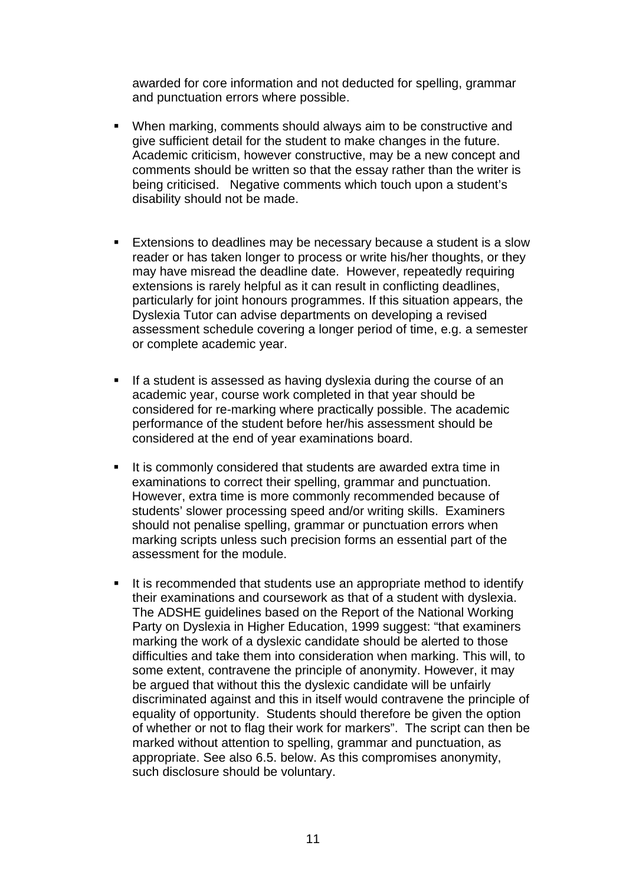awarded for core information and not deducted for spelling, grammar and punctuation errors where possible.

- When marking, comments should always aim to be constructive and give sufficient detail for the student to make changes in the future. Academic criticism, however constructive, may be a new concept and comments should be written so that the essay rather than the writer is being criticised. Negative comments which touch upon a student's disability should not be made.

- Extensions to deadlines may be necessary because a student is a slow reader or has taken longer to process or write his/her thoughts, or they may have misread the deadline date. However, repeatedly requiring extensions is rarely helpful as it can result in conflicting deadlines, particularly for joint honours programmes. If this situation appears, the Dyslexia Tutor can advise departments on developing a revised assessment schedule covering a longer period of time, e.g. a semester or complete academic year.

- If a student is assessed as having dyslexia during the course of an academic year, course work completed in that year should be considered for re-marking where practically possible. The academic performance of the student before her/his assessment should be considered at the end of year examinations board.

- It is commonly considered that students are awarded extra time in examinations to correct their spelling, grammar and punctuation. However, extra time is more commonly recommended because of students' slower processing speed and/or writing skills. Examiners should not penalise spelling, grammar or punctuation errors when marking scripts unless such precision forms an essential part of the assessment for the module.

- It is recommended that students use an appropriate method to identify their examinations and coursework as that of a student with dyslexia. The ADSHE guidelines based on the Report of the National Working Party on Dyslexia in Higher Education, 1999 suggest: "that examiners marking the work of a dyslexic candidate should be alerted to those difficulties and take them into consideration when marking. This will, to some extent, contravene the principle of anonymity. However, it may be argued that without this the dyslexic candidate will be unfairly discriminated against and this in itself would contravene the principle of equality of opportunity. Students should therefore be given the option of whether or not to flag their work for markers". The script can then be marked without attention to spelling, grammar and punctuation, as appropriate. See also 6.5. below. As this compromises anonymity, such disclosure should be voluntary.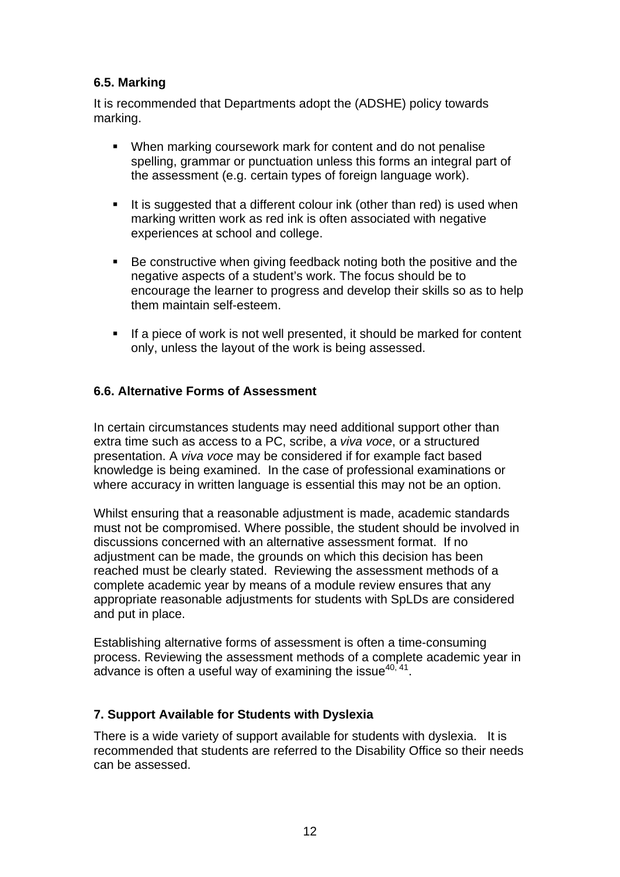### 6.5. Marking

It is recommended that Departments adopt the (ADSHE) policy towards marking.

- When marking coursework mark for content and do not penalise spelling, grammar or punctuation unless this forms an integral part of the assessment (e.g. certain types of foreign language work).

- It is suggested that a different colour ink (other than red) is used when marking written work as red ink is often associated with negative experiences at school and college.

- Be constructive when giving feedback noting both the positive and the negative aspects of a student's work. The focus should be to encourage the learner to progress and develop their skills so as to help them maintain self-esteem.

- If a piece of work is not well presented, it should be marked for content only, unless the layout of the work is being assessed.

### 6.6. Alternative Forms of Assessment

In certain circumstances students may need additional support other than extra time such as access to a PC, scribe, a *viva voce*, or a structured presentation. A *viva voce* may be considered if for example fact based knowledge is being examined. In the case of professional examinations or where accuracy in written language is essential this may not be an option.

Whilst ensuring that a reasonable adjustment is made, academic standards must not be compromised. Where possible, the student should be involved in discussions concerned with an alternative assessment format. If no adjustment can be made, the grounds on which this decision has been reached must be clearly stated. Reviewing the assessment methods of a complete academic year by means of a module review ensures that any appropriate reasonable adjustments for students with SpLDs are considered and put in place.

Establishing alternative forms of assessment is often a time-consuming process. Reviewing the assessment methods of a complete academic year in advance is often a useful way of examining the issue[40, 41].

## 7. Support Available for Students with Dyslexia

There is a wide variety of support available for students with dyslexia. It is recommended that students are referred to the Disability Office so their needs can be assessed.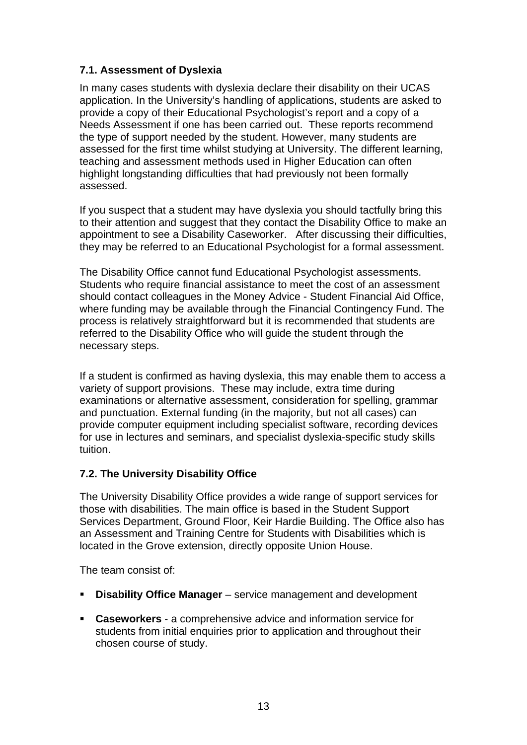### 7.1. Assessment of Dyslexia

In many cases students with dyslexia declare their disability on their UCAS application. In the University's handling of applications, students are asked to provide a copy of their Educational Psychologist's report and a copy of a Needs Assessment if one has been carried out. These reports recommend the type of support needed by the student. However, many students are assessed for the first time whilst studying at University. The different learning, teaching and assessment methods used in Higher Education can often highlight longstanding difficulties that had previously not been formally assessed.

If you suspect that a student may have dyslexia you should tactfully bring this to their attention and suggest that they contact the Disability Office to make an appointment to see a Disability Caseworker. After discussing their difficulties, they may be referred to an Educational Psychologist for a formal assessment.

The Disability Office cannot fund Educational Psychologist assessments. Students who require financial assistance to meet the cost of an assessment should contact colleagues in the Money Advice - Student Financial Aid Office, where funding may be available through the Financial Contingency Fund. The process is relatively straightforward but it is recommended that students are referred to the Disability Office who will guide the student through the necessary steps.

If a student is confirmed as having dyslexia, this may enable them to access a variety of support provisions. These may include, extra time during examinations or alternative assessment, consideration for spelling, grammar and punctuation. External funding (in the majority, but not all cases) can provide computer equipment including specialist software, recording devices for use in lectures and seminars, and specialist dyslexia-specific study skills tuition.

### 7.2. The University Disability Office

The University Disability Office provides a wide range of support services for those with disabilities. The main office is based in the Student Support Services Department, Ground Floor, Keir Hardie Building. The Office also has an Assessment and Training Centre for Students with Disabilities which is located in the Grove extension, directly opposite Union House.

The team consist of:

- **Disability Office Manager** – service management and development
- **Caseworkers** - a comprehensive advice and information service for students from initial enquiries prior to application and throughout their chosen course of study.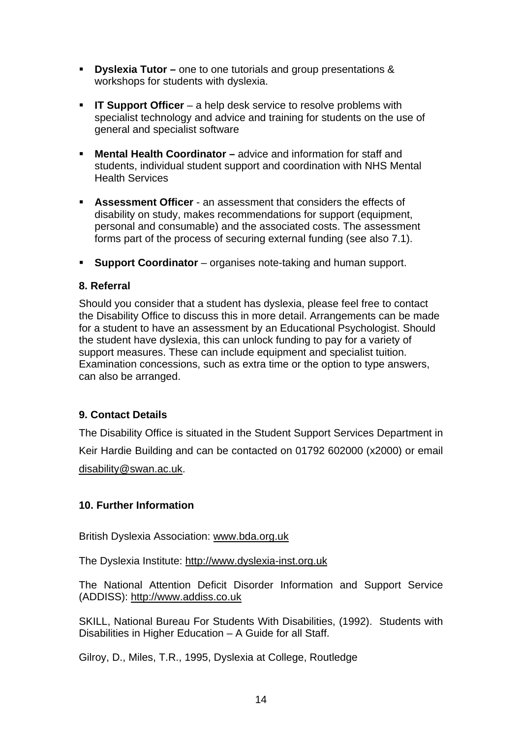- **Dyslexia Tutor –** one to one tutorials and group presentations & workshops for students with dyslexia.

- **IT Support Officer** – a help desk service to resolve problems with specialist technology and advice and training for students on the use of general and specialist software

- **Mental Health Coordinator –** advice and information for staff and students, individual student support and coordination with NHS Mental Health Services

- **Assessment Officer** - an assessment that considers the effects of disability on study, makes recommendations for support (equipment, personal and consumable) and the associated costs. The assessment forms part of the process of securing external funding (see also 7.1).

- **Support Coordinator** – organises note-taking and human support.

### 8. Referral

Should you consider that a student has dyslexia, please feel free to contact the Disability Office to discuss this in more detail. Arrangements can be made for a student to have an assessment by an Educational Psychologist. Should the student have dyslexia, this can unlock funding to pay for a variety of support measures. These can include equipment and specialist tuition. Examination concessions, such as extra time or the option to type answers, can also be arranged.

### 9. Contact Details

The Disability Office is situated in the Student Support Services Department in Keir Hardie Building and can be contacted on 01792 602000 (x2000) or email disability@swan.ac.uk.

### 10. Further Information

British Dyslexia Association: www.bda.org.uk

The Dyslexia Institute: http://www.dyslexia-inst.org.uk

The National Attention Deficit Disorder Information and Support Service (ADDISS): http://www.addiss.co.uk

SKILL, National Bureau For Students With Disabilities, (1992). Students with Disabilities in Higher Education – A Guide for all Staff.

Gilroy, D., Miles, T.R., 1995, Dyslexia at College, Routledge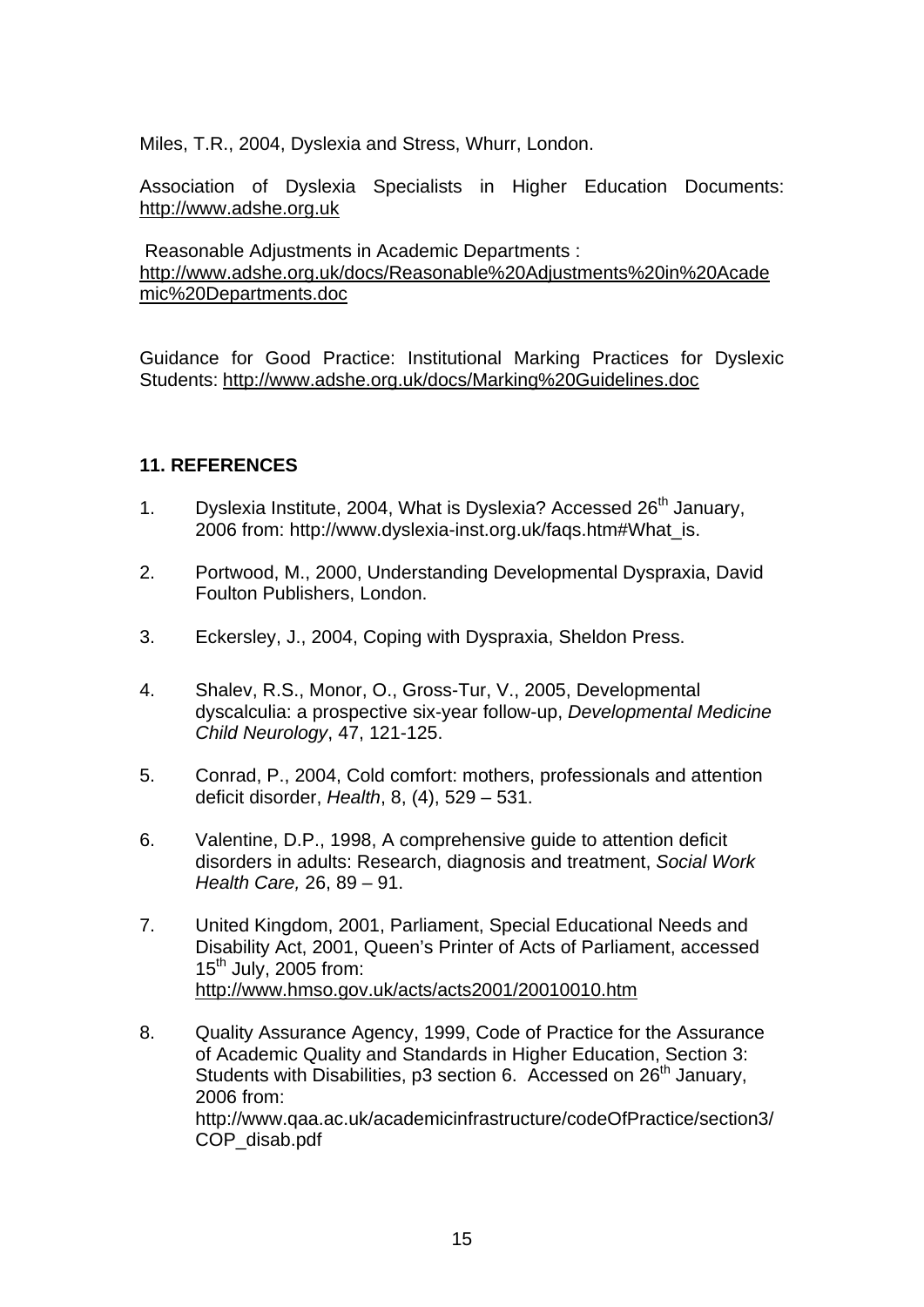Miles, T.R., 2004, Dyslexia and Stress, Whurr, London.

Association of Dyslexia Specialists in Higher Education Documents: http://www.adshe.org.uk

Reasonable Adjustments in Academic Departments : http://www.adshe.org.uk/docs/Reasonable%20Adjustments%20in%20Academic%20Departments.doc

Guidance for Good Practice: Institutional Marking Practices for Dyslexic Students: http://www.adshe.org.uk/docs/Marking%20Guidelines.doc

## 11. REFERENCES

1. Dyslexia Institute, 2004, What is Dyslexia? Accessed 26th January, 2006 from: http://www.dyslexia-inst.org.uk/faqs.htm#What_is.

2. Portwood, M., 2000, Understanding Developmental Dyspraxia, David Foulton Publishers, London.

3. Eckersley, J., 2004, Coping with Dyspraxia, Sheldon Press.

4. Shalev, R.S., Monor, O., Gross-Tur, V., 2005, Developmental dyscalculia: a prospective six-year follow-up, *Developmental Medicine Child Neurology*, 47, 121-125.

5. Conrad, P., 2004, Cold comfort: mothers, professionals and attention deficit disorder, *Health*, 8, (4), 529 – 531.

6. Valentine, D.P., 1998, A comprehensive guide to attention deficit disorders in adults: Research, diagnosis and treatment, *Social Work Health Care,* 26, 89 – 91.

7. United Kingdom, 2001, Parliament, Special Educational Needs and Disability Act, 2001, Queen's Printer of Acts of Parliament, accessed 15th July, 2005 from: http://www.hmso.gov.uk/acts/acts2001/20010010.htm

8. Quality Assurance Agency, 1999, Code of Practice for the Assurance of Academic Quality and Standards in Higher Education, Section 3: Students with Disabilities, p3 section 6. Accessed on 26th January, 2006 from: http://www.qaa.ac.uk/academicinfrastructure/codeOfPractice/section3/COP_disab.pdf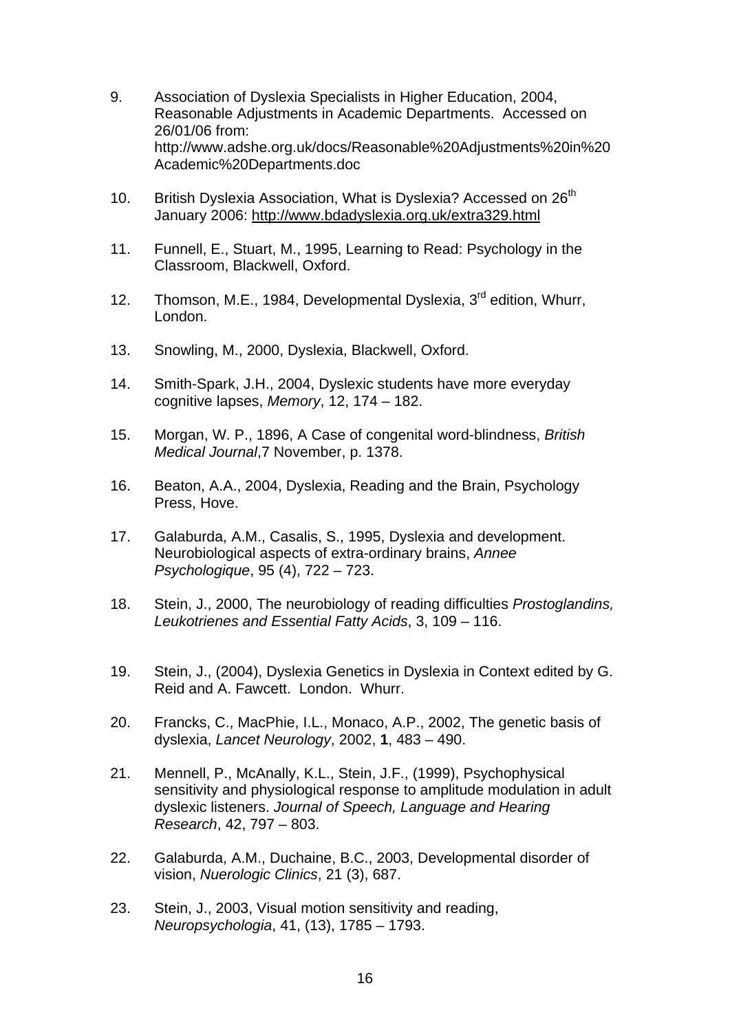9. Association of Dyslexia Specialists in Higher Education, 2004, Reasonable Adjustments in Academic Departments. Accessed on 26/01/06 from: http://www.adshe.org.uk/docs/Reasonable%20Adjustments%20in%20Academic%20Departments.doc

10. British Dyslexia Association, What is Dyslexia? Accessed on 26th January 2006: http://www.bdadyslexia.org.uk/extra329.html

11. Funnell, E., Stuart, M., 1995, Learning to Read: Psychology in the Classroom, Blackwell, Oxford.

12. Thomson, M.E., 1984, Developmental Dyslexia, 3rd edition, Whurr, London.

13. Snowling, M., 2000, Dyslexia, Blackwell, Oxford.

14. Smith-Spark, J.H., 2004, Dyslexic students have more everyday cognitive lapses, *Memory*, 12, 174 – 182.

15. Morgan, W. P., 1896, A Case of congenital word-blindness, *British Medical Journal*,7 November, p. 1378.

16. Beaton, A.A., 2004, Dyslexia, Reading and the Brain, Psychology Press, Hove.

17. Galaburda, A.M., Casalis, S., 1995, Dyslexia and development. Neurobiological aspects of extra-ordinary brains, *Annee Psychologique*, 95 (4), 722 – 723.

18. Stein, J., 2000, The neurobiology of reading difficulties *Prostoglandins, Leukotrienes and Essential Fatty Acids*, 3, 109 – 116.

19. Stein, J., (2004), Dyslexia Genetics in Dyslexia in Context edited by G. Reid and A. Fawcett. London. Whurr.

20. Francks, C., MacPhie, I.L., Monaco, A.P., 2002, The genetic basis of dyslexia, *Lancet Neurology*, 2002, **1**, 483 – 490.

21. Mennell, P., McAnally, K.L., Stein, J.F., (1999), Psychophysical sensitivity and physiological response to amplitude modulation in adult dyslexic listeners. *Journal of Speech, Language and Hearing Research*, 42, 797 – 803.

22. Galaburda, A.M., Duchaine, B.C., 2003, Developmental disorder of vision, *Nuerologic Clinics*, 21 (3), 687.

23. Stein, J., 2003, Visual motion sensitivity and reading, *Neuropsychologia*, 41, (13), 1785 – 1793.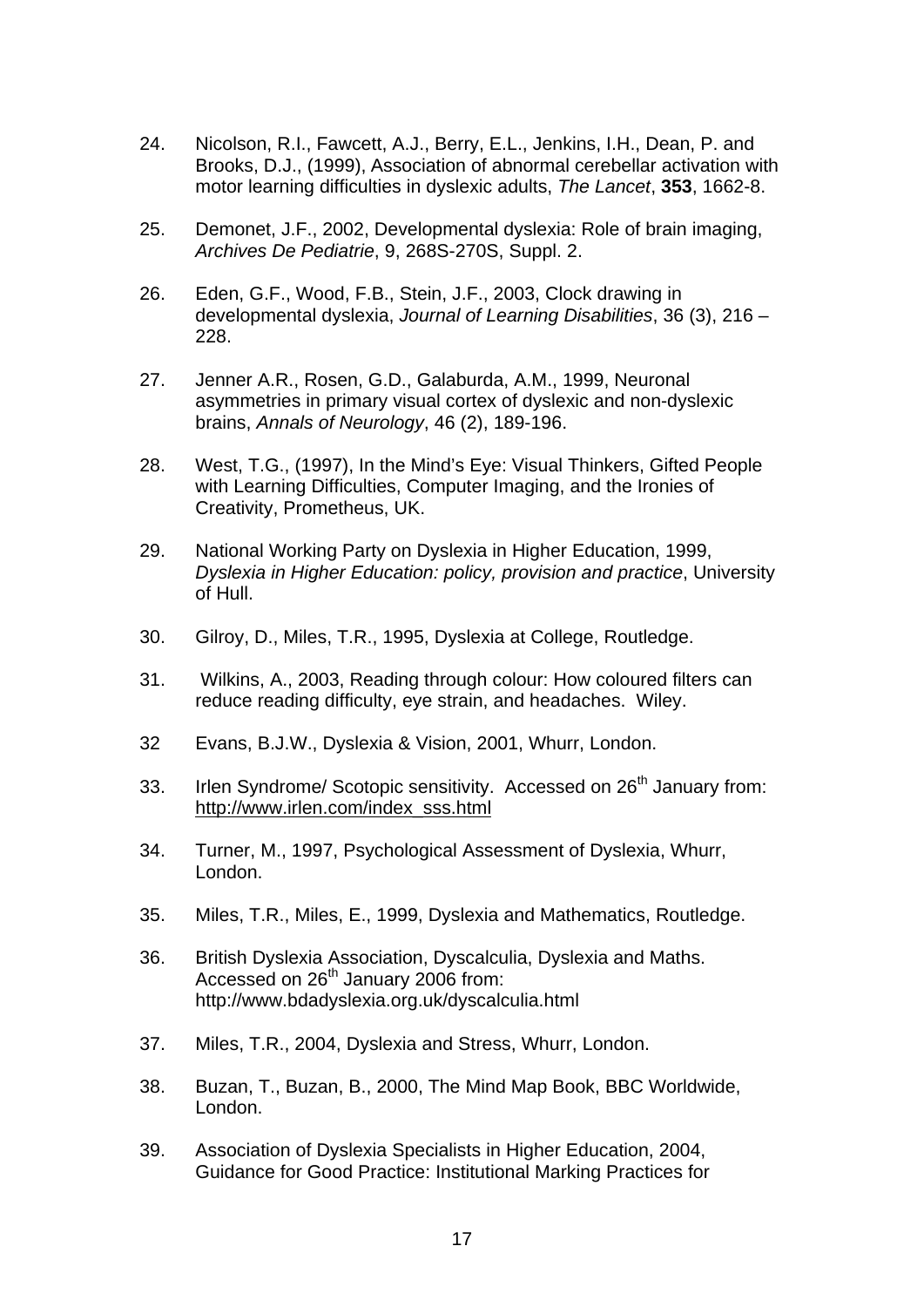24. Nicolson, R.I., Fawcett, A.J., Berry, E.L., Jenkins, I.H., Dean, P. and Brooks, D.J., (1999), Association of abnormal cerebellar activation with motor learning difficulties in dyslexic adults, *The Lancet*, **353**, 1662-8.

25. Demonet, J.F., 2002, Developmental dyslexia: Role of brain imaging, *Archives De Pediatrie*, 9, 268S-270S, Suppl. 2.

26. Eden, G.F., Wood, F.B., Stein, J.F., 2003, Clock drawing in developmental dyslexia, *Journal of Learning Disabilities*, 36 (3), 216 – 228.

27. Jenner A.R., Rosen, G.D., Galaburda, A.M., 1999, Neuronal asymmetries in primary visual cortex of dyslexic and non-dyslexic brains, *Annals of Neurology*, 46 (2), 189-196.

28. West, T.G., (1997), In the Mind's Eye: Visual Thinkers, Gifted People with Learning Difficulties, Computer Imaging, and the Ironies of Creativity, Prometheus, UK.

29. National Working Party on Dyslexia in Higher Education, 1999, *Dyslexia in Higher Education: policy, provision and practice*, University of Hull.

30. Gilroy, D., Miles, T.R., 1995, Dyslexia at College, Routledge.

31. Wilkins, A., 2003, Reading through colour: How coloured filters can reduce reading difficulty, eye strain, and headaches. Wiley.

32 Evans, B.J.W., Dyslexia & Vision, 2001, Whurr, London.

33. Irlen Syndrome/ Scotopic sensitivity. Accessed on 26th January from: http://www.irlen.com/index_sss.html

34. Turner, M., 1997, Psychological Assessment of Dyslexia, Whurr, London.

35. Miles, T.R., Miles, E., 1999, Dyslexia and Mathematics, Routledge.

36. British Dyslexia Association, Dyscalculia, Dyslexia and Maths. Accessed on 26th January 2006 from: http://www.bdadyslexia.org.uk/dyscalculia.html

37. Miles, T.R., 2004, Dyslexia and Stress, Whurr, London.

38. Buzan, T., Buzan, B., 2000, The Mind Map Book, BBC Worldwide, London.

39. Association of Dyslexia Specialists in Higher Education, 2004, Guidance for Good Practice: Institutional Marking Practices for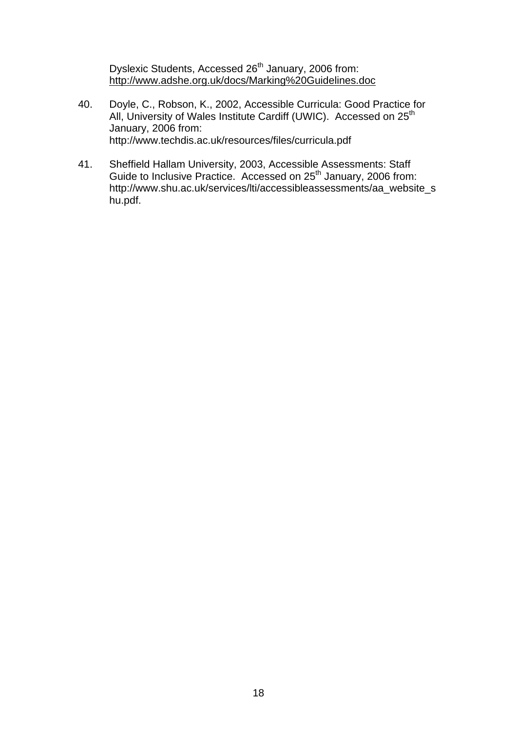Dyslexic Students, Accessed 26th January, 2006 from: http://www.adshe.org.uk/docs/Marking%20Guidelines.doc

40. Doyle, C., Robson, K., 2002, Accessible Curricula: Good Practice for All, University of Wales Institute Cardiff (UWIC). Accessed on 25th January, 2006 from: http://www.techdis.ac.uk/resources/files/curricula.pdf

41. Sheffield Hallam University, 2003, Accessible Assessments: Staff Guide to Inclusive Practice. Accessed on 25th January, 2006 from: http://www.shu.ac.uk/services/lti/accessibleassessments/aa_website_shu.pdf.